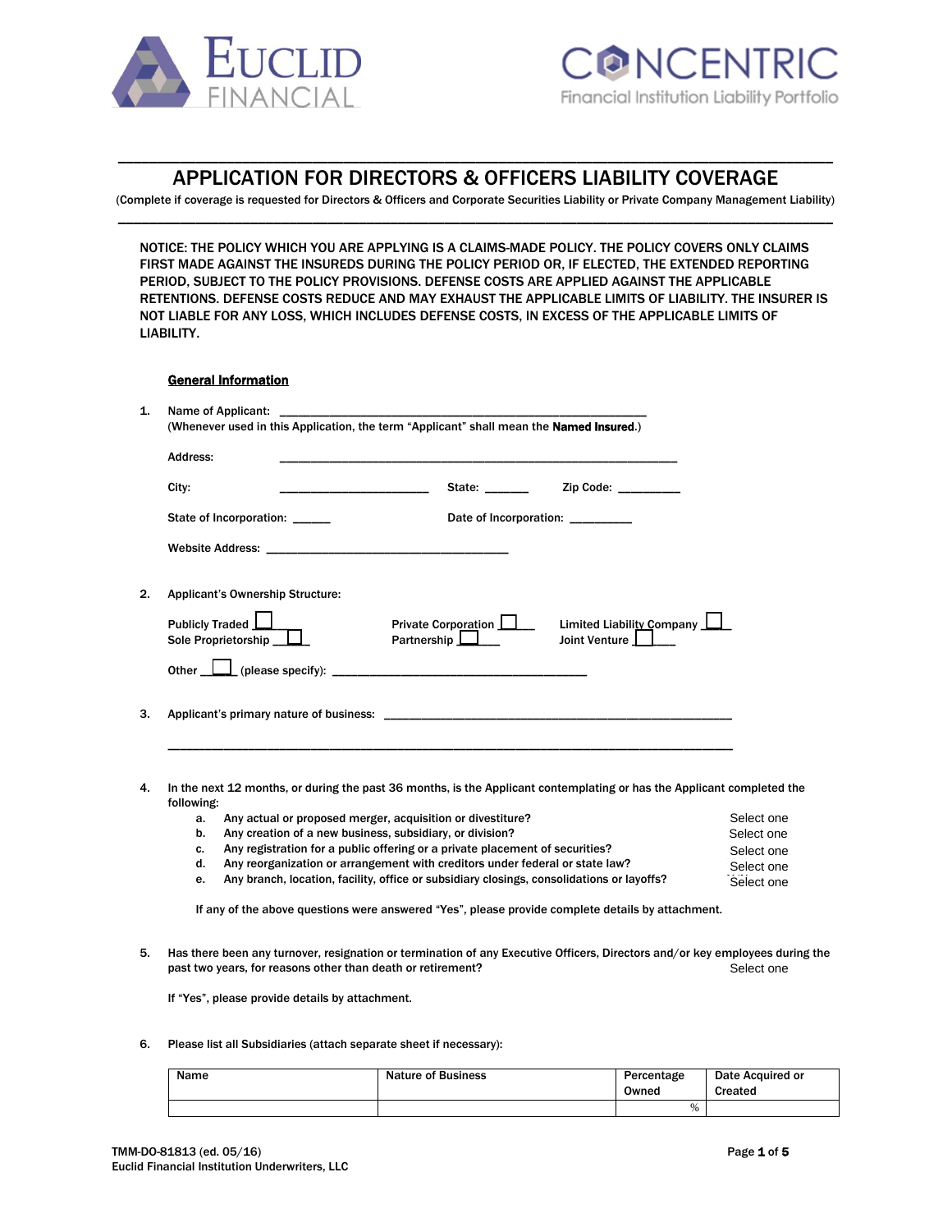EUCLID FINANCIAL

CONCENTRIC
Financial Institution Liability Portfolio

# APPLICATION FOR DIRECTORS & OFFICERS LIABILITY COVERAGE

(Complete if coverage is requested for Directors & Officers and Corporate Securities Liability or Private Company Management Liability)

NOTICE: THE POLICY WHICH YOU ARE APPLYING IS A CLAIMS-MADE POLICY. THE POLICY COVERS ONLY CLAIMS FIRST MADE AGAINST THE INSUREDS DURING THE POLICY PERIOD OR, IF ELECTED, THE EXTENDED REPORTING PERIOD, SUBJECT TO THE POLICY PROVISIONS. DEFENSE COSTS ARE APPLIED AGAINST THE APPLICABLE RETENTIONS. DEFENSE COSTS REDUCE AND MAY EXHAUST THE APPLICABLE LIMITS OF LIABILITY. THE INSURER IS NOT LIABLE FOR ANY LOSS, WHICH INCLUDES DEFENSE COSTS, IN EXCESS OF THE APPLICABLE LIMITS OF LIABILITY.

## General Information

1. Name of Applicant: ______________________________
   (Whenever used in this Application, the term "Applicant" shall mean the **Named Insured**.)

   Address: ______________________________

   City: ______________ State: ______ Zip Code: _________

   State of Incorporation: ______ Date of Incorporation: _________

   Website Address: ______________________________

2. Applicant's Ownership Structure:

   Publicly Traded ☐ Private Corporation ☐ Limited Liability Company ☐
   Sole Proprietorship ☐ Partnership ☐ Joint Venture ☐

   Other ☐ (please specify): ______________________________

3. Applicant's primary nature of business: ______________________________

   ______________________________

4. In the next 12 months, or during the past 36 months, is the Applicant contemplating or has the Applicant completed the following:
   a. Any actual or proposed merger, acquisition or divestiture? Select one
   b. Any creation of a new business, subsidiary, or division? Select one
   c. Any registration for a public offering or a private placement of securities? Select one
   d. Any reorganization or arrangement with creditors under federal or state law? Select one
   e. Any branch, location, facility, office or subsidiary closings, consolidations or layoffs? Select one

   If any of the above questions were answered "Yes", please provide complete details by attachment.

5. Has there been any turnover, resignation or termination of any Executive Officers, Directors and/or key employees during the past two years, for reasons other than death or retirement? Select one

   If "Yes", please provide details by attachment.

6. Please list all Subsidiaries (attach separate sheet if necessary):

| Name | Nature of Business | Percentage Owned | Date Acquired or Created |
|---|---|---|---|
| | | % | |

TMM-DO-81813 (ed. 05/16)
Euclid Financial Institution Underwriters, LLC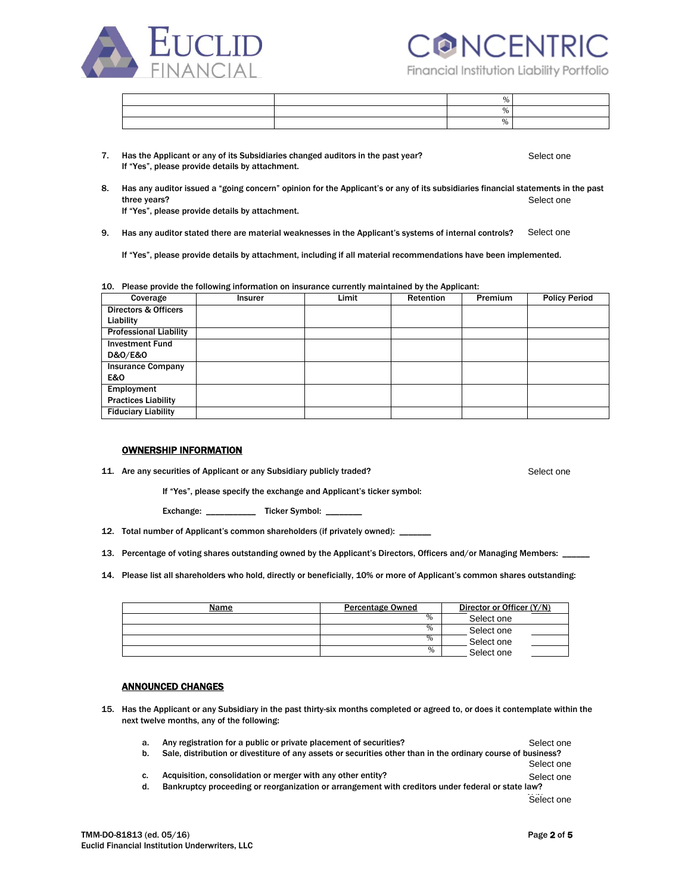| | | % | |
|---|---|---|---|
| | | % | |
| | | % | |

7. Has the Applicant or any of its Subsidiaries changed auditors in the past year? Select one
   If "Yes", please provide details by attachment.

8. Has any auditor issued a "going concern" opinion for the Applicant's or any of its subsidiaries financial statements in the past three years? Select one
   If "Yes", please provide details by attachment.

9. Has any auditor stated there are material weaknesses in the Applicant's systems of internal controls? Select one

   If "Yes", please provide details by attachment, including if all material recommendations have been implemented.

10. Please provide the following information on insurance currently maintained by the Applicant:

| Coverage | Insurer | Limit | Retention | Premium | Policy Period |
|---|---|---|---|---|---|
| Directors & Officers Liability | | | | | |
| Professional Liability | | | | | |
| Investment Fund D&O/E&O | | | | | |
| Insurance Company E&O | | | | | |
| Employment Practices Liability | | | | | |
| Fiduciary Liability | | | | | |

## OWNERSHIP INFORMATION

11. Are any securities of Applicant or any Subsidiary publicly traded? Select one

    If "Yes", please specify the exchange and Applicant's ticker symbol:

    Exchange: __________ Ticker Symbol: _______

12. Total number of Applicant's common shareholders (if privately owned): ______

13. Percentage of voting shares outstanding owned by the Applicant's Directors, Officers and/or Managing Members: _____

14. Please list all shareholders who hold, directly or beneficially, 10% or more of Applicant's common shares outstanding:

| Name | Percentage Owned | Director or Officer (Y/N) |
|---|---|---|
| | % | Select one |
| | % | Select one |
| | % | Select one |
| | % | Select one |

## ANNOUNCED CHANGES

15. Has the Applicant or any Subsidiary in the past thirty-six months completed or agreed to, or does it contemplate within the next twelve months, any of the following:

    a. Any registration for a public or private placement of securities? Select one
    b. Sale, distribution or divestiture of any assets or securities other than in the ordinary course of business? Select one
    c. Acquisition, consolidation or merger with any other entity? Select one
    d. Bankruptcy proceeding or reorganization or arrangement with creditors under federal or state law? Select one

TMM-DO-81813 (ed. 05/16)
Euclid Financial Institution Underwriters, LLC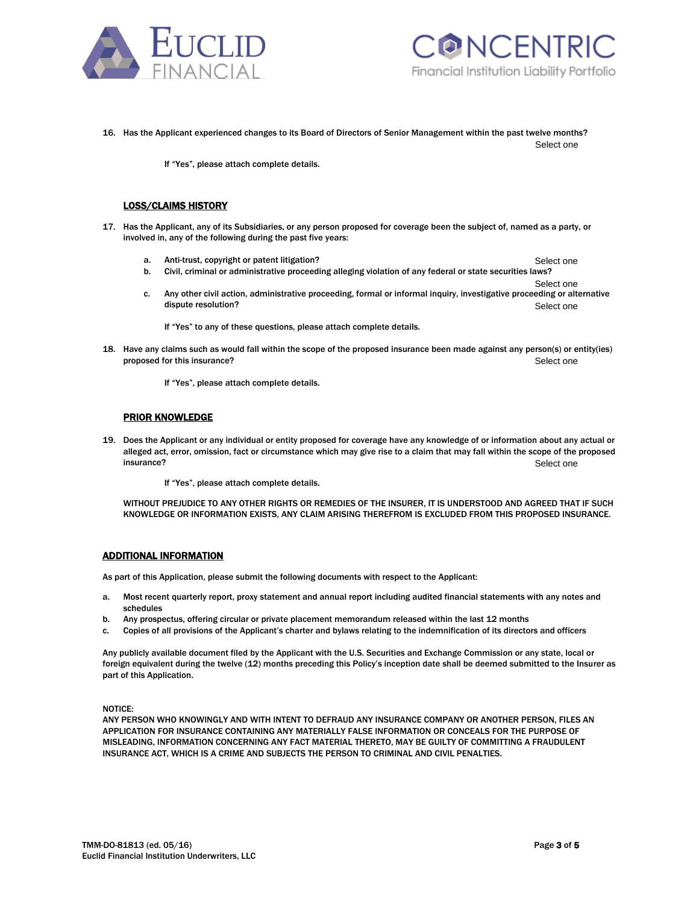16. Has the Applicant experienced changes to its Board of Directors of Senior Management within the past twelve months? Select one

    If "Yes", please attach complete details.

## LOSS/CLAIMS HISTORY

17. Has the Applicant, any of its Subsidiaries, or any person proposed for coverage been the subject of, named as a party, or involved in, any of the following during the past five years:

    a. Anti-trust, copyright or patent litigation? Select one
    b. Civil, criminal or administrative proceeding alleging violation of any federal or state securities laws? Select one
    c. Any other civil action, administrative proceeding, formal or informal inquiry, investigative proceeding or alternative dispute resolution? Select one

    If "Yes" to any of these questions, please attach complete details.

18. Have any claims such as would fall within the scope of the proposed insurance been made against any person(s) or entity(ies) proposed for this insurance? Select one

    If "Yes", please attach complete details.

## PRIOR KNOWLEDGE

19. Does the Applicant or any individual or entity proposed for coverage have any knowledge of or information about any actual or alleged act, error, omission, fact or circumstance which may give rise to a claim that may fall within the scope of the proposed insurance? Select one

    If "Yes", please attach complete details.

    WITHOUT PREJUDICE TO ANY OTHER RIGHTS OR REMEDIES OF THE INSURER, IT IS UNDERSTOOD AND AGREED THAT IF SUCH KNOWLEDGE OR INFORMATION EXISTS, ANY CLAIM ARISING THEREFROM IS EXCLUDED FROM THIS PROPOSED INSURANCE.

## ADDITIONAL INFORMATION

As part of this Application, please submit the following documents with respect to the Applicant:

a. Most recent quarterly report, proxy statement and annual report including audited financial statements with any notes and schedules
b. Any prospectus, offering circular or private placement memorandum released within the last 12 months
c. Copies of all provisions of the Applicant's charter and bylaws relating to the indemnification of its directors and officers

Any publicly available document filed by the Applicant with the U.S. Securities and Exchange Commission or any state, local or foreign equivalent during the twelve (12) months preceding this Policy's inception date shall be deemed submitted to the Insurer as part of this Application.

NOTICE:
ANY PERSON WHO KNOWINGLY AND WITH INTENT TO DEFRAUD ANY INSURANCE COMPANY OR ANOTHER PERSON, FILES AN APPLICATION FOR INSURANCE CONTAINING ANY MATERIALLY FALSE INFORMATION OR CONCEALS FOR THE PURPOSE OF MISLEADING, INFORMATION CONCERNING ANY FACT MATERIAL THERETO, MAY BE GUILTY OF COMMITTING A FRAUDULENT INSURANCE ACT, WHICH IS A CRIME AND SUBJECTS THE PERSON TO CRIMINAL AND CIVIL PENALTIES.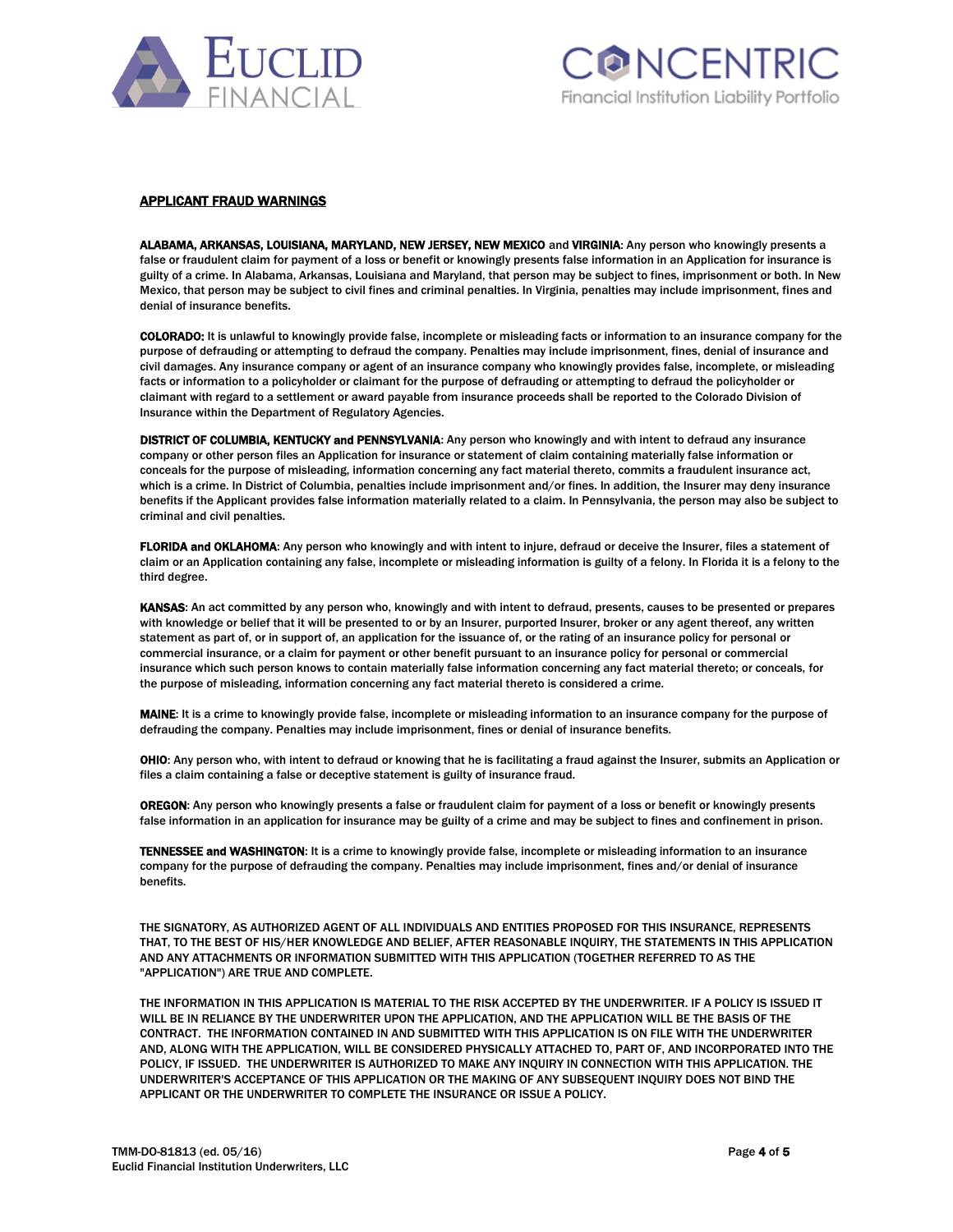## APPLICANT FRAUD WARNINGS

**ALABAMA, ARKANSAS, LOUISIANA, MARYLAND, NEW JERSEY, NEW MEXICO** and **VIRGINIA**: Any person who knowingly presents a false or fraudulent claim for payment of a loss or benefit or knowingly presents false information in an Application for insurance is guilty of a crime. In Alabama, Arkansas, Louisiana and Maryland, that person may be subject to fines, imprisonment or both. In New Mexico, that person may be subject to civil fines and criminal penalties. In Virginia, penalties may include imprisonment, fines and denial of insurance benefits.

**COLORADO:** It is unlawful to knowingly provide false, incomplete or misleading facts or information to an insurance company for the purpose of defrauding or attempting to defraud the company. Penalties may include imprisonment, fines, denial of insurance and civil damages. Any insurance company or agent of an insurance company who knowingly provides false, incomplete, or misleading facts or information to a policyholder or claimant for the purpose of defrauding or attempting to defraud the policyholder or claimant with regard to a settlement or award payable from insurance proceeds shall be reported to the Colorado Division of Insurance within the Department of Regulatory Agencies.

**DISTRICT OF COLUMBIA, KENTUCKY and PENNSYLVANIA**: Any person who knowingly and with intent to defraud any insurance company or other person files an Application for insurance or statement of claim containing materially false information or conceals for the purpose of misleading, information concerning any fact material thereto, commits a fraudulent insurance act, which is a crime. In District of Columbia, penalties include imprisonment and/or fines. In addition, the Insurer may deny insurance benefits if the Applicant provides false information materially related to a claim. In Pennsylvania, the person may also be subject to criminal and civil penalties.

**FLORIDA and OKLAHOMA**: Any person who knowingly and with intent to injure, defraud or deceive the Insurer, files a statement of claim or an Application containing any false, incomplete or misleading information is guilty of a felony. In Florida it is a felony to the third degree.

**KANSAS**: An act committed by any person who, knowingly and with intent to defraud, presents, causes to be presented or prepares with knowledge or belief that it will be presented to or by an Insurer, purported Insurer, broker or any agent thereof, any written statement as part of, or in support of, an application for the issuance of, or the rating of an insurance policy for personal or commercial insurance, or a claim for payment or other benefit pursuant to an insurance policy for personal or commercial insurance which such person knows to contain materially false information concerning any fact material thereto; or conceals, for the purpose of misleading, information concerning any fact material thereto is considered a crime.

**MAINE**: It is a crime to knowingly provide false, incomplete or misleading information to an insurance company for the purpose of defrauding the company. Penalties may include imprisonment, fines or denial of insurance benefits.

**OHIO**: Any person who, with intent to defraud or knowing that he is facilitating a fraud against the Insurer, submits an Application or files a claim containing a false or deceptive statement is guilty of insurance fraud.

**OREGON**: Any person who knowingly presents a false or fraudulent claim for payment of a loss or benefit or knowingly presents false information in an application for insurance may be guilty of a crime and may be subject to fines and confinement in prison.

**TENNESSEE and WASHINGTON**: It is a crime to knowingly provide false, incomplete or misleading information to an insurance company for the purpose of defrauding the company. Penalties may include imprisonment, fines and/or denial of insurance benefits.

THE SIGNATORY, AS AUTHORIZED AGENT OF ALL INDIVIDUALS AND ENTITIES PROPOSED FOR THIS INSURANCE, REPRESENTS THAT, TO THE BEST OF HIS/HER KNOWLEDGE AND BELIEF, AFTER REASONABLE INQUIRY, THE STATEMENTS IN THIS APPLICATION AND ANY ATTACHMENTS OR INFORMATION SUBMITTED WITH THIS APPLICATION (TOGETHER REFERRED TO AS THE "APPLICATION") ARE TRUE AND COMPLETE.

THE INFORMATION IN THIS APPLICATION IS MATERIAL TO THE RISK ACCEPTED BY THE UNDERWRITER. IF A POLICY IS ISSUED IT WILL BE IN RELIANCE BY THE UNDERWRITER UPON THE APPLICATION, AND THE APPLICATION WILL BE THE BASIS OF THE CONTRACT. THE INFORMATION CONTAINED IN AND SUBMITTED WITH THIS APPLICATION IS ON FILE WITH THE UNDERWRITER AND, ALONG WITH THE APPLICATION, WILL BE CONSIDERED PHYSICALLY ATTACHED TO, PART OF, AND INCORPORATED INTO THE POLICY, IF ISSUED. THE UNDERWRITER IS AUTHORIZED TO MAKE ANY INQUIRY IN CONNECTION WITH THIS APPLICATION. THE UNDERWRITER'S ACCEPTANCE OF THIS APPLICATION OR THE MAKING OF ANY SUBSEQUENT INQUIRY DOES NOT BIND THE APPLICANT OR THE UNDERWRITER TO COMPLETE THE INSURANCE OR ISSUE A POLICY.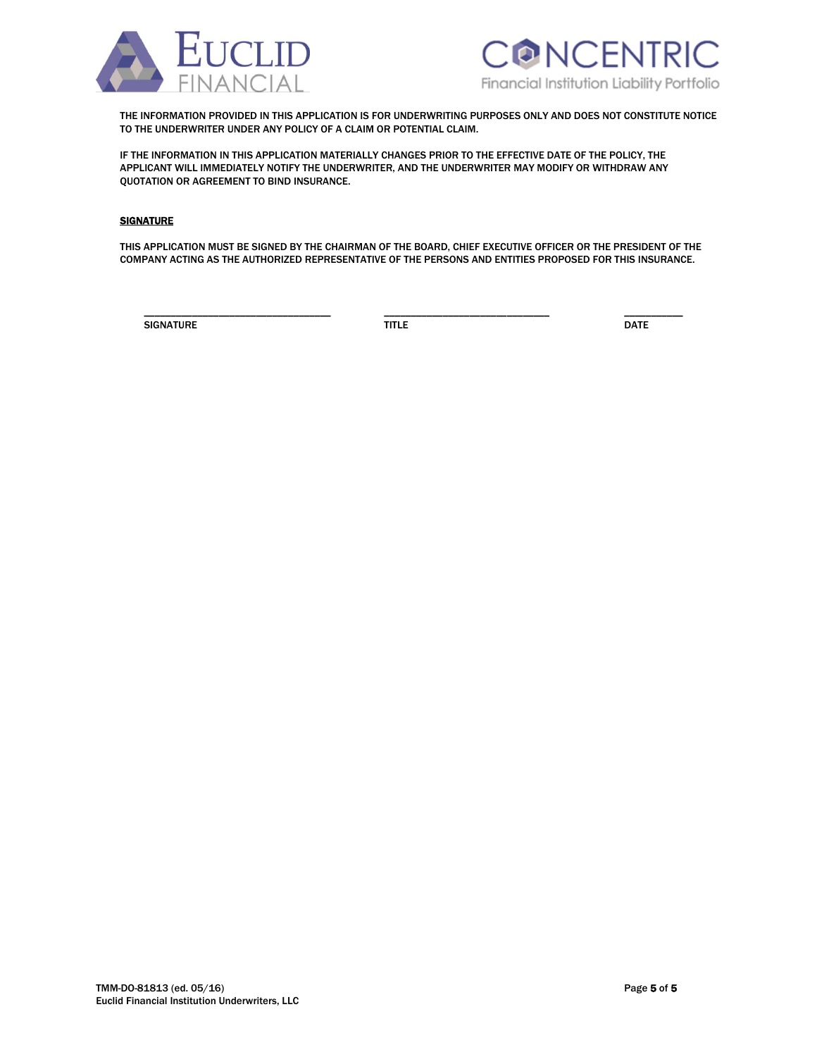THE INFORMATION PROVIDED IN THIS APPLICATION IS FOR UNDERWRITING PURPOSES ONLY AND DOES NOT CONSTITUTE NOTICE TO THE UNDERWRITER UNDER ANY POLICY OF A CLAIM OR POTENTIAL CLAIM.

IF THE INFORMATION IN THIS APPLICATION MATERIALLY CHANGES PRIOR TO THE EFFECTIVE DATE OF THE POLICY, THE APPLICANT WILL IMMEDIATELY NOTIFY THE UNDERWRITER, AND THE UNDERWRITER MAY MODIFY OR WITHDRAW ANY QUOTATION OR AGREEMENT TO BIND INSURANCE.

**SIGNATURE**

THIS APPLICATION MUST BE SIGNED BY THE CHAIRMAN OF THE BOARD, CHIEF EXECUTIVE OFFICER OR THE PRESIDENT OF THE COMPANY ACTING AS THE AUTHORIZED REPRESENTATIVE OF THE PERSONS AND ENTITIES PROPOSED FOR THIS INSURANCE.

| | | |
|---|---|---|
| ______________________________ | ___________________________ | __________ |
| SIGNATURE | TITLE | DATE |

TMM-DO-81813 (ed. 05/16)
Euclid Financial Institution Underwriters, LLC